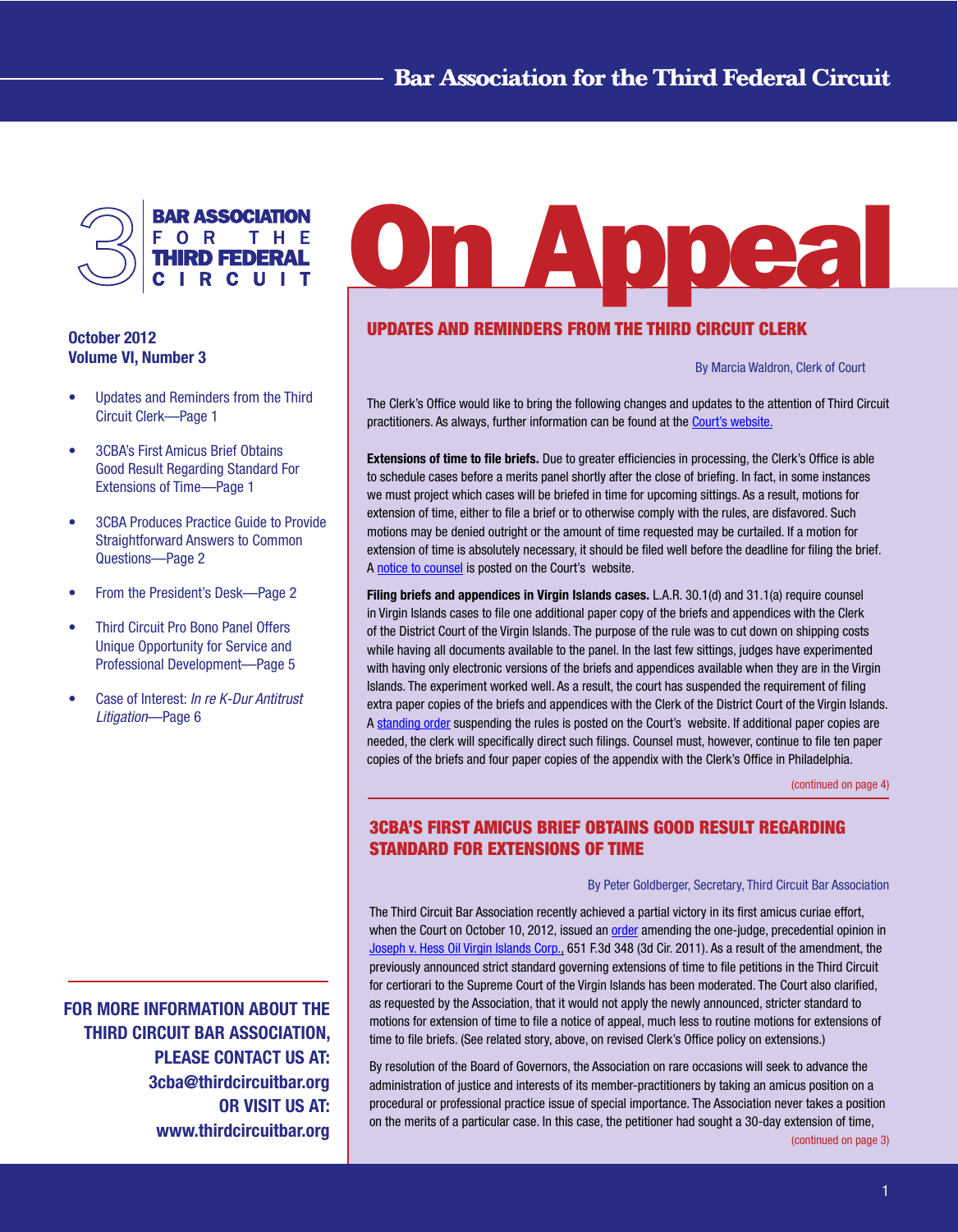# On Appeal

**Bar Association for the Third Federal Circuit**

**October 2012**
**Volume VI, Number 3**

- Updates and Reminders from the Third Circuit Clerk—Page 1
- 3CBA's First Amicus Brief Obtains Good Result Regarding Standard For Extensions of Time—Page 1
- 3CBA Produces Practice Guide to Provide Straightforward Answers to Common Questions—Page 2
- From the President's Desk—Page 2
- Third Circuit Pro Bono Panel Offers Unique Opportunity for Service and Professional Development—Page 5
- Case of Interest: *In re K-Dur Antitrust Litigation*—Page 6

**FOR MORE INFORMATION ABOUT THE THIRD CIRCUIT BAR ASSOCIATION, PLEASE CONTACT US AT: 3cba@thirdcircuitbar.org OR VISIT US AT: www.thirdcircuitbar.org**

## UPDATES AND REMINDERS FROM THE THIRD CIRCUIT CLERK

By Marcia Waldron, Clerk of Court

The Clerk's Office would like to bring the following changes and updates to the attention of Third Circuit practitioners. As always, further information can be found at the Court's website.

**Extensions of time to file briefs.** Due to greater efficiencies in processing, the Clerk's Office is able to schedule cases before a merits panel shortly after the close of briefing. In fact, in some instances we must project which cases will be briefed in time for upcoming sittings. As a result, motions for extension of time, either to file a brief or to otherwise comply with the rules, are disfavored. Such motions may be denied outright or the amount of time requested may be curtailed. If a motion for extension of time is absolutely necessary, it should be filed well before the deadline for filing the brief. A notice to counsel is posted on the Court's website.

**Filing briefs and appendices in Virgin Islands cases.** L.A.R. 30.1(d) and 31.1(a) require counsel in Virgin Islands cases to file one additional paper copy of the briefs and appendices with the Clerk of the District Court of the Virgin Islands. The purpose of the rule was to cut down on shipping costs while having all documents available to the panel. In the last few sittings, judges have experimented with having only electronic versions of the briefs and appendices available when they are in the Virgin Islands. The experiment worked well. As a result, the court has suspended the requirement of filing extra paper copies of the briefs and appendices with the Clerk of the District Court of the Virgin Islands. A standing order suspending the rules is posted on the Court's website. If additional paper copies are needed, the clerk will specifically direct such filings. Counsel must, however, continue to file ten paper copies of the briefs and four paper copies of the appendix with the Clerk's Office in Philadelphia.

(continued on page 4)

## 3CBA'S FIRST AMICUS BRIEF OBTAINS GOOD RESULT REGARDING STANDARD FOR EXTENSIONS OF TIME

By Peter Goldberger, Secretary, Third Circuit Bar Association

The Third Circuit Bar Association recently achieved a partial victory in its first amicus curiae effort, when the Court on October 10, 2012, issued an order amending the one-judge, precedential opinion in Joseph v. Hess Oil Virgin Islands Corp., 651 F.3d 348 (3d Cir. 2011). As a result of the amendment, the previously announced strict standard governing extensions of time to file petitions in the Third Circuit for certiorari to the Supreme Court of the Virgin Islands has been moderated. The Court also clarified, as requested by the Association, that it would not apply the newly announced, stricter standard to motions for extension of time to file a notice of appeal, much less to routine motions for extensions of time to file briefs. (See related story, above, on revised Clerk's Office policy on extensions.)

By resolution of the Board of Governors, the Association on rare occasions will seek to advance the administration of justice and interests of its member-practitioners by taking an amicus position on a procedural or professional practice issue of special importance. The Association never takes a position on the merits of a particular case. In this case, the petitioner had sought a 30-day extension of time,

(continued on page 3)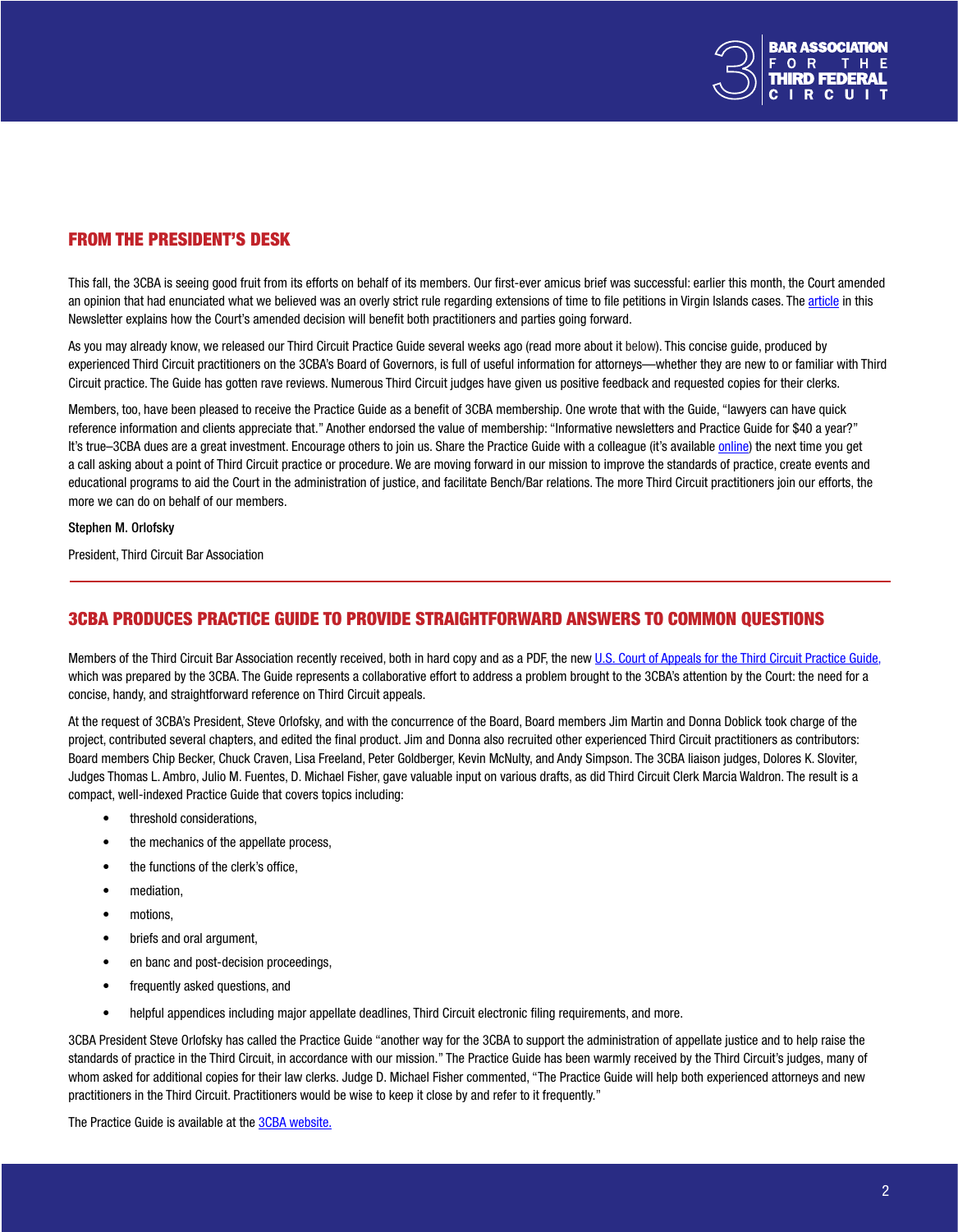## FROM THE PRESIDENT'S DESK

This fall, the 3CBA is seeing good fruit from its efforts on behalf of its members. Our first-ever amicus brief was successful: earlier this month, the Court amended an opinion that had enunciated what we believed was an overly strict rule regarding extensions of time to file petitions in Virgin Islands cases. The article in this Newsletter explains how the Court's amended decision will benefit both practitioners and parties going forward.

As you may already know, we released our Third Circuit Practice Guide several weeks ago (read more about it below). This concise guide, produced by experienced Third Circuit practitioners on the 3CBA's Board of Governors, is full of useful information for attorneys—whether they are new to or familiar with Third Circuit practice. The Guide has gotten rave reviews. Numerous Third Circuit judges have given us positive feedback and requested copies for their clerks.

Members, too, have been pleased to receive the Practice Guide as a benefit of 3CBA membership. One wrote that with the Guide, "lawyers can have quick reference information and clients appreciate that." Another endorsed the value of membership: "Informative newsletters and Practice Guide for $40 a year?" It's true–3CBA dues are a great investment. Encourage others to join us. Share the Practice Guide with a colleague (it's available online) the next time you get a call asking about a point of Third Circuit practice or procedure. We are moving forward in our mission to improve the standards of practice, create events and educational programs to aid the Court in the administration of justice, and facilitate Bench/Bar relations. The more Third Circuit practitioners join our efforts, the more we can do on behalf of our members.

**Stephen M. Orlofsky**

President, Third Circuit Bar Association

---

## 3CBA PRODUCES PRACTICE GUIDE TO PROVIDE STRAIGHTFORWARD ANSWERS TO COMMON QUESTIONS

Members of the Third Circuit Bar Association recently received, both in hard copy and as a PDF, the new U.S. Court of Appeals for the Third Circuit Practice Guide, which was prepared by the 3CBA. The Guide represents a collaborative effort to address a problem brought to the 3CBA's attention by the Court: the need for a concise, handy, and straightforward reference on Third Circuit appeals.

At the request of 3CBA's President, Steve Orlofsky, and with the concurrence of the Board, Board members Jim Martin and Donna Doblick took charge of the project, contributed several chapters, and edited the final product. Jim and Donna also recruited other experienced Third Circuit practitioners as contributors: Board members Chip Becker, Chuck Craven, Lisa Freeland, Peter Goldberger, Kevin McNulty, and Andy Simpson. The 3CBA liaison judges, Dolores K. Sloviter, Judges Thomas L. Ambro, Julio M. Fuentes, D. Michael Fisher, gave valuable input on various drafts, as did Third Circuit Clerk Marcia Waldron. The result is a compact, well-indexed Practice Guide that covers topics including:

- threshold considerations,
- the mechanics of the appellate process,
- the functions of the clerk's office,
- mediation,
- motions,
- briefs and oral argument,
- en banc and post-decision proceedings,
- frequently asked questions, and
- helpful appendices including major appellate deadlines, Third Circuit electronic filing requirements, and more.

3CBA President Steve Orlofsky has called the Practice Guide "another way for the 3CBA to support the administration of appellate justice and to help raise the standards of practice in the Third Circuit, in accordance with our mission." The Practice Guide has been warmly received by the Third Circuit's judges, many of whom asked for additional copies for their law clerks. Judge D. Michael Fisher commented, "The Practice Guide will help both experienced attorneys and new practitioners in the Third Circuit. Practitioners would be wise to keep it close by and refer to it frequently."

The Practice Guide is available at the 3CBA website.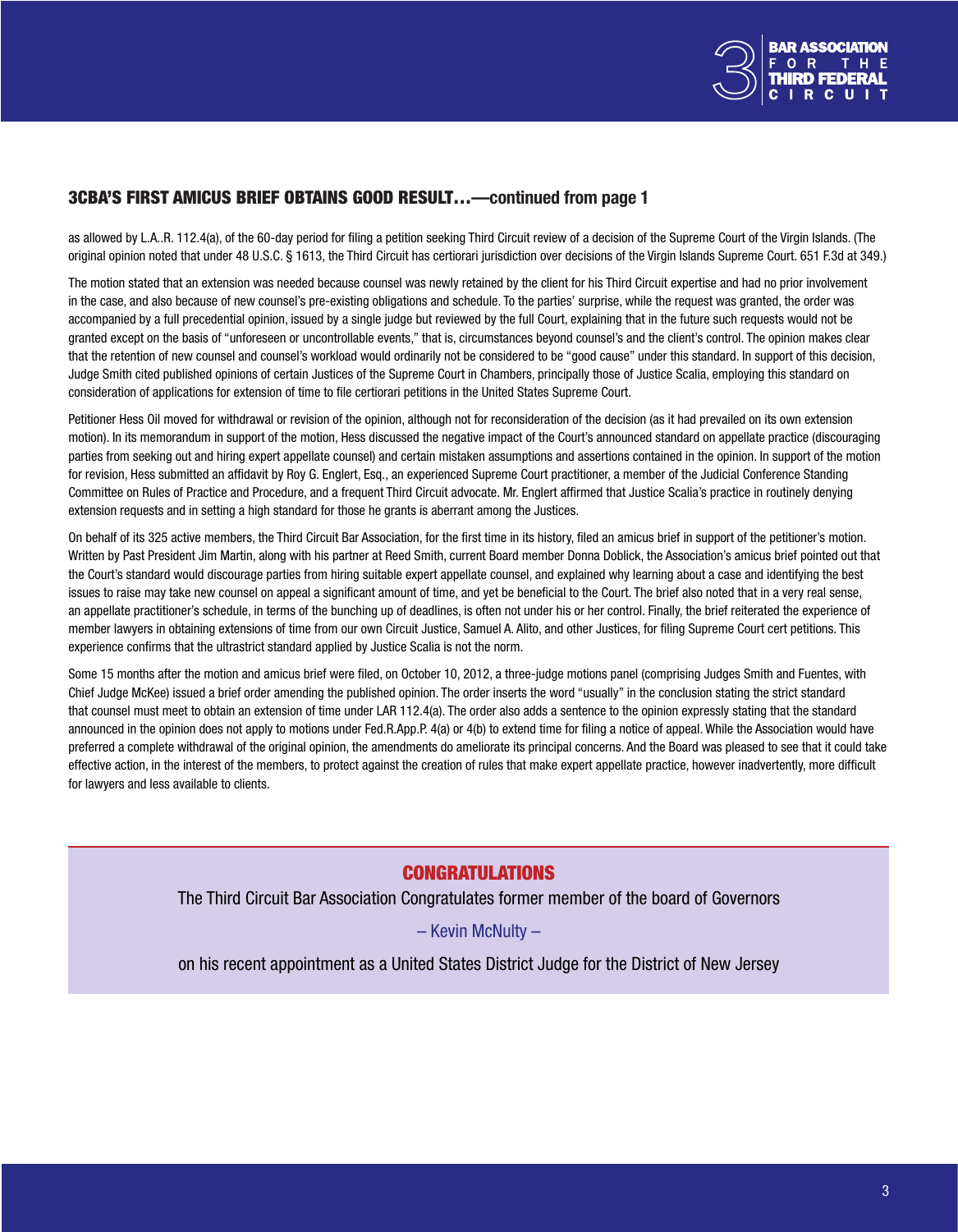## 3CBA'S FIRST AMICUS BRIEF OBTAINS GOOD RESULT…—continued from page 1

as allowed by L.A..R. 112.4(a), of the 60-day period for filing a petition seeking Third Circuit review of a decision of the Supreme Court of the Virgin Islands. (The original opinion noted that under 48 U.S.C. § 1613, the Third Circuit has certiorari jurisdiction over decisions of the Virgin Islands Supreme Court. 651 F.3d at 349.)

The motion stated that an extension was needed because counsel was newly retained by the client for his Third Circuit expertise and had no prior involvement in the case, and also because of new counsel's pre-existing obligations and schedule. To the parties' surprise, while the request was granted, the order was accompanied by a full precedential opinion, issued by a single judge but reviewed by the full Court, explaining that in the future such requests would not be granted except on the basis of "unforeseen or uncontrollable events," that is, circumstances beyond counsel's and the client's control. The opinion makes clear that the retention of new counsel and counsel's workload would ordinarily not be considered to be "good cause" under this standard. In support of this decision, Judge Smith cited published opinions of certain Justices of the Supreme Court in Chambers, principally those of Justice Scalia, employing this standard on consideration of applications for extension of time to file certiorari petitions in the United States Supreme Court.

Petitioner Hess Oil moved for withdrawal or revision of the opinion, although not for reconsideration of the decision (as it had prevailed on its own extension motion). In its memorandum in support of the motion, Hess discussed the negative impact of the Court's announced standard on appellate practice (discouraging parties from seeking out and hiring expert appellate counsel) and certain mistaken assumptions and assertions contained in the opinion. In support of the motion for revision, Hess submitted an affidavit by Roy G. Englert, Esq., an experienced Supreme Court practitioner, a member of the Judicial Conference Standing Committee on Rules of Practice and Procedure, and a frequent Third Circuit advocate. Mr. Englert affirmed that Justice Scalia's practice in routinely denying extension requests and in setting a high standard for those he grants is aberrant among the Justices.

On behalf of its 325 active members, the Third Circuit Bar Association, for the first time in its history, filed an amicus brief in support of the petitioner's motion. Written by Past President Jim Martin, along with his partner at Reed Smith, current Board member Donna Doblick, the Association's amicus brief pointed out that the Court's standard would discourage parties from hiring suitable expert appellate counsel, and explained why learning about a case and identifying the best issues to raise may take new counsel on appeal a significant amount of time, and yet be beneficial to the Court. The brief also noted that in a very real sense, an appellate practitioner's schedule, in terms of the bunching up of deadlines, is often not under his or her control. Finally, the brief reiterated the experience of member lawyers in obtaining extensions of time from our own Circuit Justice, Samuel A. Alito, and other Justices, for filing Supreme Court cert petitions. This experience confirms that the ultrastrict standard applied by Justice Scalia is not the norm.

Some 15 months after the motion and amicus brief were filed, on October 10, 2012, a three-judge motions panel (comprising Judges Smith and Fuentes, with Chief Judge McKee) issued a brief order amending the published opinion. The order inserts the word "usually" in the conclusion stating the strict standard that counsel must meet to obtain an extension of time under LAR 112.4(a). The order also adds a sentence to the opinion expressly stating that the standard announced in the opinion does not apply to motions under Fed.R.App.P. 4(a) or 4(b) to extend time for filing a notice of appeal. While the Association would have preferred a complete withdrawal of the original opinion, the amendments do ameliorate its principal concerns. And the Board was pleased to see that it could take effective action, in the interest of the members, to protect against the creation of rules that make expert appellate practice, however inadvertently, more difficult for lawyers and less available to clients.

## CONGRATULATIONS

The Third Circuit Bar Association Congratulates former member of the board of Governors

– Kevin McNulty –

on his recent appointment as a United States District Judge for the District of New Jersey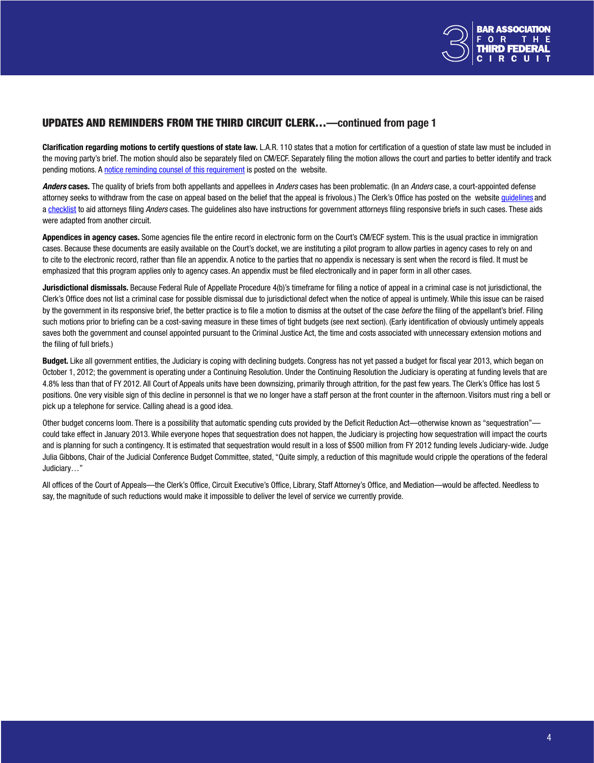## UPDATES AND REMINDERS FROM THE THIRD CIRCUIT CLERK…—continued from page 1

**Clarification regarding motions to certify questions of state law.** L.A.R. 110 states that a motion for certification of a question of state law must be included in the moving party's brief. The motion should also be separately filed on CM/ECF. Separately filing the motion allows the court and parties to better identify and track pending motions. A notice reminding counsel of this requirement is posted on the website.

***Anders* cases.** The quality of briefs from both appellants and appellees in *Anders* cases has been problematic. (In an *Anders* case, a court-appointed defense attorney seeks to withdraw from the case on appeal based on the belief that the appeal is frivolous.) The Clerk's Office has posted on the website guidelines and a checklist to aid attorneys filing *Anders* cases. The guidelines also have instructions for government attorneys filing responsive briefs in such cases. These aids were adapted from another circuit.

**Appendices in agency cases.** Some agencies file the entire record in electronic form on the Court's CM/ECF system. This is the usual practice in immigration cases. Because these documents are easily available on the Court's docket, we are instituting a pilot program to allow parties in agency cases to rely on and to cite to the electronic record, rather than file an appendix. A notice to the parties that no appendix is necessary is sent when the record is filed. It must be emphasized that this program applies only to agency cases. An appendix must be filed electronically and in paper form in all other cases.

**Jurisdictional dismissals.** Because Federal Rule of Appellate Procedure 4(b)'s timeframe for filing a notice of appeal in a criminal case is not jurisdictional, the Clerk's Office does not list a criminal case for possible dismissal due to jurisdictional defect when the notice of appeal is untimely. While this issue can be raised by the government in its responsive brief, the better practice is to file a motion to dismiss at the outset of the case *before* the filing of the appellant's brief. Filing such motions prior to briefing can be a cost-saving measure in these times of tight budgets (see next section). (Early identification of obviously untimely appeals saves both the government and counsel appointed pursuant to the Criminal Justice Act, the time and costs associated with unnecessary extension motions and the filing of full briefs.)

**Budget.** Like all government entities, the Judiciary is coping with declining budgets. Congress has not yet passed a budget for fiscal year 2013, which began on October 1, 2012; the government is operating under a Continuing Resolution. Under the Continuing Resolution the Judiciary is operating at funding levels that are 4.8% less than that of FY 2012. All Court of Appeals units have been downsizing, primarily through attrition, for the past few years. The Clerk's Office has lost 5 positions. One very visible sign of this decline in personnel is that we no longer have a staff person at the front counter in the afternoon. Visitors must ring a bell or pick up a telephone for service. Calling ahead is a good idea.

Other budget concerns loom. There is a possibility that automatic spending cuts provided by the Deficit Reduction Act—otherwise known as "sequestration"—could take effect in January 2013. While everyone hopes that sequestration does not happen, the Judiciary is projecting how sequestration will impact the courts and is planning for such a contingency. It is estimated that sequestration would result in a loss of $500 million from FY 2012 funding levels Judiciary-wide. Judge Julia Gibbons, Chair of the Judicial Conference Budget Committee, stated, "Quite simply, a reduction of this magnitude would cripple the operations of the federal Judiciary…"

All offices of the Court of Appeals—the Clerk's Office, Circuit Executive's Office, Library, Staff Attorney's Office, and Mediation—would be affected. Needless to say, the magnitude of such reductions would make it impossible to deliver the level of service we currently provide.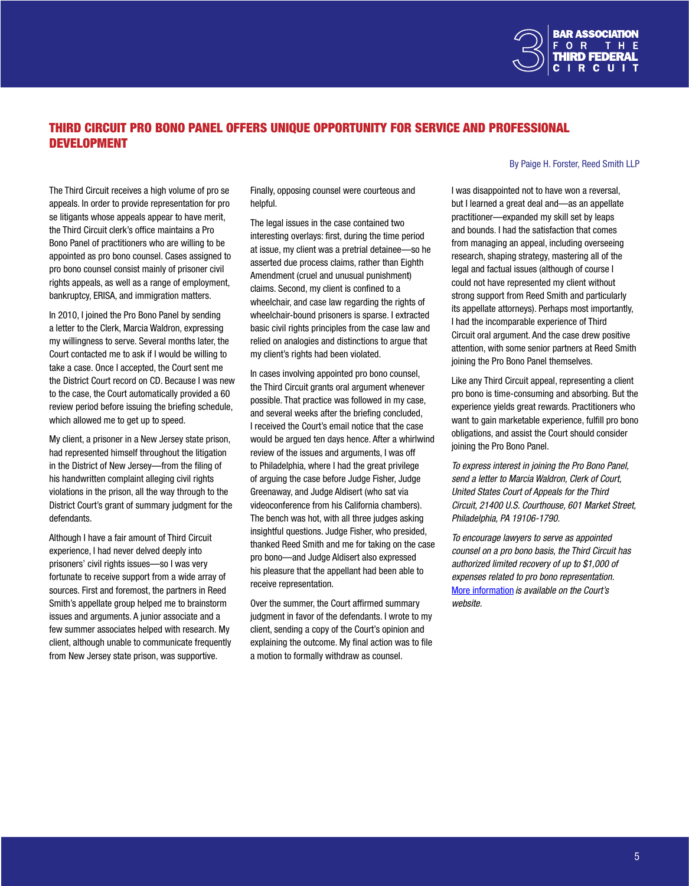## THIRD CIRCUIT PRO BONO PANEL OFFERS UNIQUE OPPORTUNITY FOR SERVICE AND PROFESSIONAL DEVELOPMENT

By Paige H. Forster, Reed Smith LLP

The Third Circuit receives a high volume of pro se appeals. In order to provide representation for pro se litigants whose appeals appear to have merit, the Third Circuit clerk's office maintains a Pro Bono Panel of practitioners who are willing to be appointed as pro bono counsel. Cases assigned to pro bono counsel consist mainly of prisoner civil rights appeals, as well as a range of employment, bankruptcy, ERISA, and immigration matters.

In 2010, I joined the Pro Bono Panel by sending a letter to the Clerk, Marcia Waldron, expressing my willingness to serve. Several months later, the Court contacted me to ask if I would be willing to take a case. Once I accepted, the Court sent me the District Court record on CD. Because I was new to the case, the Court automatically provided a 60 review period before issuing the briefing schedule, which allowed me to get up to speed.

My client, a prisoner in a New Jersey state prison, had represented himself throughout the litigation in the District of New Jersey—from the filing of his handwritten complaint alleging civil rights violations in the prison, all the way through to the District Court's grant of summary judgment for the defendants.

Although I have a fair amount of Third Circuit experience, I had never delved deeply into prisoners' civil rights issues—so I was very fortunate to receive support from a wide array of sources. First and foremost, the partners in Reed Smith's appellate group helped me to brainstorm issues and arguments. A junior associate and a few summer associates helped with research. My client, although unable to communicate frequently from New Jersey state prison, was supportive. Finally, opposing counsel were courteous and helpful.

The legal issues in the case contained two interesting overlays: first, during the time period at issue, my client was a pretrial detainee—so he asserted due process claims, rather than Eighth Amendment (cruel and unusual punishment) claims. Second, my client is confined to a wheelchair, and case law regarding the rights of wheelchair-bound prisoners is sparse. I extracted basic civil rights principles from the case law and relied on analogies and distinctions to argue that my client's rights had been violated.

In cases involving appointed pro bono counsel, the Third Circuit grants oral argument whenever possible. That practice was followed in my case, and several weeks after the briefing concluded, I received the Court's email notice that the case would be argued ten days hence. After a whirlwind review of the issues and arguments, I was off to Philadelphia, where I had the great privilege of arguing the case before Judge Fisher, Judge Greenaway, and Judge Aldisert (who sat via videoconference from his California chambers). The bench was hot, with all three judges asking insightful questions. Judge Fisher, who presided, thanked Reed Smith and me for taking on the case pro bono—and Judge Aldisert also expressed his pleasure that the appellant had been able to receive representation.

Over the summer, the Court affirmed summary judgment in favor of the defendants. I wrote to my client, sending a copy of the Court's opinion and explaining the outcome. My final action was to file a motion to formally withdraw as counsel.

I was disappointed not to have won a reversal, but I learned a great deal and—as an appellate practitioner—expanded my skill set by leaps and bounds. I had the satisfaction that comes from managing an appeal, including overseeing research, shaping strategy, mastering all of the legal and factual issues (although of course I could not have represented my client without strong support from Reed Smith and particularly its appellate attorneys). Perhaps most importantly, I had the incomparable experience of Third Circuit oral argument. And the case drew positive attention, with some senior partners at Reed Smith joining the Pro Bono Panel themselves.

Like any Third Circuit appeal, representing a client pro bono is time-consuming and absorbing. But the experience yields great rewards. Practitioners who want to gain marketable experience, fulfill pro bono obligations, and assist the Court should consider joining the Pro Bono Panel.

*To express interest in joining the Pro Bono Panel, send a letter to Marcia Waldron, Clerk of Court, United States Court of Appeals for the Third Circuit, 21400 U.S. Courthouse, 601 Market Street, Philadelphia, PA 19106-1790.*

*To encourage lawyers to serve as appointed counsel on a pro bono basis, the Third Circuit has authorized limited recovery of up to $1,000 of expenses related to pro bono representation.* More information *is available on the Court's website.*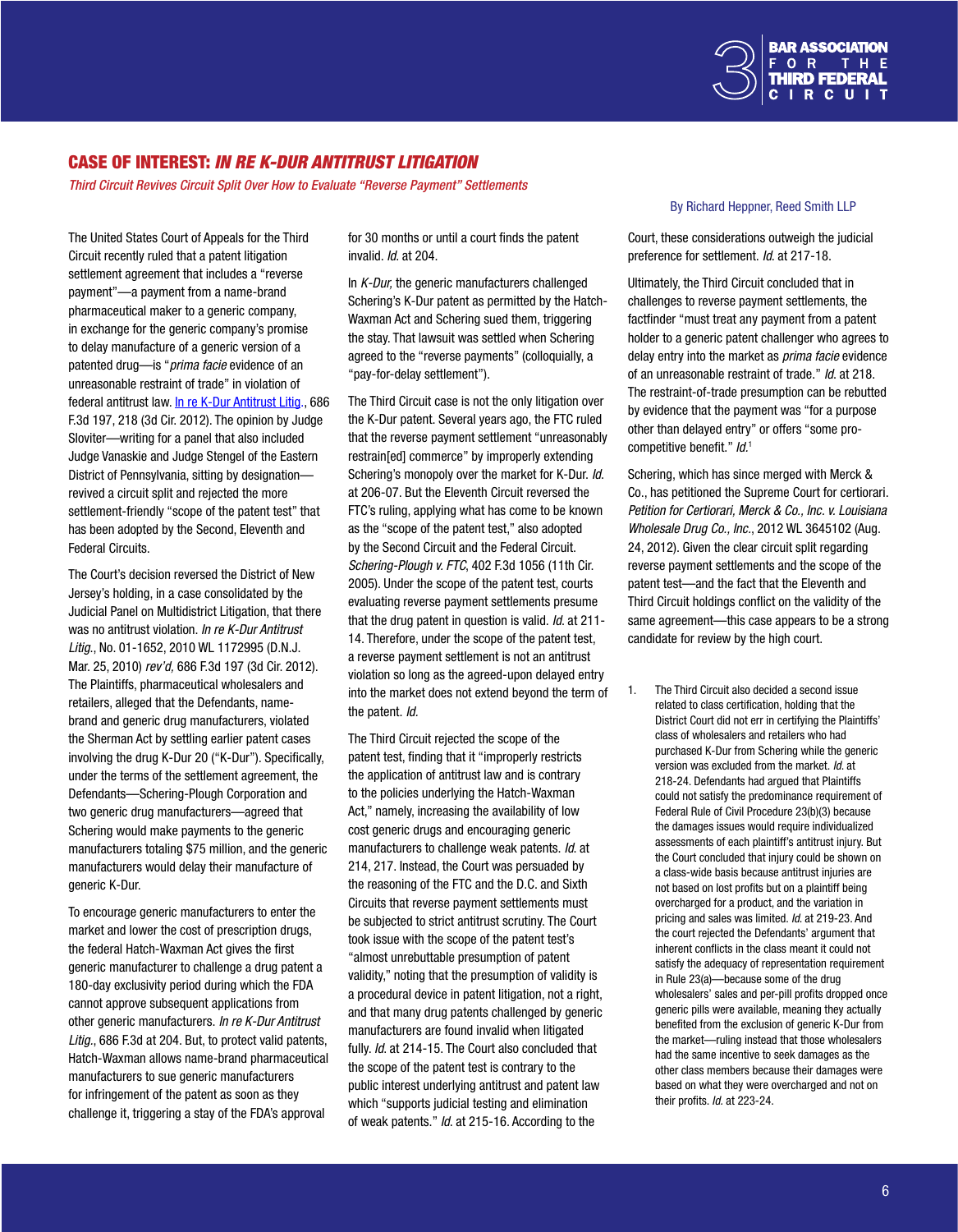## CASE OF INTEREST: *IN RE K-DUR ANTITRUST LITIGATION*

*Third Circuit Revives Circuit Split Over How to Evaluate "Reverse Payment" Settlements*

By Richard Heppner, Reed Smith LLP

The United States Court of Appeals for the Third Circuit recently ruled that a patent litigation settlement agreement that includes a "reverse payment"—a payment from a name-brand pharmaceutical maker to a generic company, in exchange for the generic company's promise to delay manufacture of a generic version of a patented drug—is "*prima facie* evidence of an unreasonable restraint of trade" in violation of federal antitrust law. [In re K-Dur Antitrust Litig.](), 686 F.3d 197, 218 (3d Cir. 2012). The opinion by Judge Sloviter—writing for a panel that also included Judge Vanaskie and Judge Stengel of the Eastern District of Pennsylvania, sitting by designation—revived a circuit split and rejected the more settlement-friendly "scope of the patent test" that has been adopted by the Second, Eleventh and Federal Circuits.

The Court's decision reversed the District of New Jersey's holding, in a case consolidated by the Judicial Panel on Multidistrict Litigation, that there was no antitrust violation. *In re K-Dur Antitrust Litig.*, No. 01-1652, 2010 WL 1172995 (D.N.J. Mar. 25, 2010) *rev'd,* 686 F.3d 197 (3d Cir. 2012). The Plaintiffs, pharmaceutical wholesalers and retailers, alleged that the Defendants, name-brand and generic drug manufacturers, violated the Sherman Act by settling earlier patent cases involving the drug K-Dur 20 ("K-Dur"). Specifically, under the terms of the settlement agreement, the Defendants—Schering-Plough Corporation and two generic drug manufacturers—agreed that Schering would make payments to the generic manufacturers totaling $75 million, and the generic manufacturers would delay their manufacture of generic K-Dur.

To encourage generic manufacturers to enter the market and lower the cost of prescription drugs, the federal Hatch-Waxman Act gives the first generic manufacturer to challenge a drug patent a 180-day exclusivity period during which the FDA cannot approve subsequent applications from other generic manufacturers. *In re K-Dur Antitrust Litig.*, 686 F.3d at 204. But, to protect valid patents, Hatch-Waxman allows name-brand pharmaceutical manufacturers to sue generic manufacturers for infringement of the patent as soon as they challenge it, triggering a stay of the FDA's approval for 30 months or until a court finds the patent invalid. *Id.* at 204.

In *K-Dur,* the generic manufacturers challenged Schering's K-Dur patent as permitted by the Hatch-Waxman Act and Schering sued them, triggering the stay. That lawsuit was settled when Schering agreed to the "reverse payments" (colloquially, a "pay-for-delay settlement").

The Third Circuit case is not the only litigation over the K-Dur patent. Several years ago, the FTC ruled that the reverse payment settlement "unreasonably restrain[ed] commerce" by improperly extending Schering's monopoly over the market for K-Dur. *Id.* at 206-07. But the Eleventh Circuit reversed the FTC's ruling, applying what has come to be known as the "scope of the patent test," also adopted by the Second Circuit and the Federal Circuit. *Schering-Plough v. FTC*, 402 F.3d 1056 (11th Cir. 2005). Under the scope of the patent test, courts evaluating reverse payment settlements presume that the drug patent in question is valid. *Id.* at 211-14. Therefore, under the scope of the patent test, a reverse payment settlement is not an antitrust violation so long as the agreed-upon delayed entry into the market does not extend beyond the term of the patent. *Id.*

The Third Circuit rejected the scope of the patent test, finding that it "improperly restricts the application of antitrust law and is contrary to the policies underlying the Hatch-Waxman Act," namely, increasing the availability of low cost generic drugs and encouraging generic manufacturers to challenge weak patents. *Id.* at 214, 217. Instead, the Court was persuaded by the reasoning of the FTC and the D.C. and Sixth Circuits that reverse payment settlements must be subjected to strict antitrust scrutiny. The Court took issue with the scope of the patent test's "almost unrebuttable presumption of patent validity," noting that the presumption of validity is a procedural device in patent litigation, not a right, and that many drug patents challenged by generic manufacturers are found invalid when litigated fully. *Id.* at 214-15. The Court also concluded that the scope of the patent test is contrary to the public interest underlying antitrust and patent law which "supports judicial testing and elimination of weak patents." *Id.* at 215-16. According to the Court, these considerations outweigh the judicial preference for settlement. *Id.* at 217-18.

Ultimately, the Third Circuit concluded that in challenges to reverse payment settlements, the factfinder "must treat any payment from a patent holder to a generic patent challenger who agrees to delay entry into the market as *prima facie* evidence of an unreasonable restraint of trade." *Id.* at 218. The restraint-of-trade presumption can be rebutted by evidence that the payment was "for a purpose other than delayed entry" or offers "some pro-competitive benefit." *Id.*[1]

Schering, which has since merged with Merck & Co., has petitioned the Supreme Court for certiorari. *Petition for Certiorari, Merck & Co., Inc. v. Louisiana Wholesale Drug Co., Inc.*, 2012 WL 3645102 (Aug. 24, 2012). Given the clear circuit split regarding reverse payment settlements and the scope of the patent test—and the fact that the Eleventh and Third Circuit holdings conflict on the validity of the same agreement—this case appears to be a strong candidate for review by the high court.

1. The Third Circuit also decided a second issue related to class certification, holding that the District Court did not err in certifying the Plaintiffs' class of wholesalers and retailers who had purchased K-Dur from Schering while the generic version was excluded from the market. *Id.* at 218-24. Defendants had argued that Plaintiffs could not satisfy the predominance requirement of Federal Rule of Civil Procedure 23(b)(3) because the damages issues would require individualized assessments of each plaintiff's antitrust injury. But the Court concluded that injury could be shown on a class-wide basis because antitrust injuries are not based on lost profits but on a plaintiff being overcharged for a product, and the variation in pricing and sales was limited. *Id.* at 219-23. And the court rejected the Defendants' argument that inherent conflicts in the class meant it could not satisfy the adequacy of representation requirement in Rule 23(a)—because some of the drug wholesalers' sales and per-pill profits dropped once generic pills were available, meaning they actually benefited from the exclusion of generic K-Dur from the market—ruling instead that those wholesalers had the same incentive to seek damages as the other class members because their damages were based on what they were overcharged and not on their profits. *Id.* at 223-24.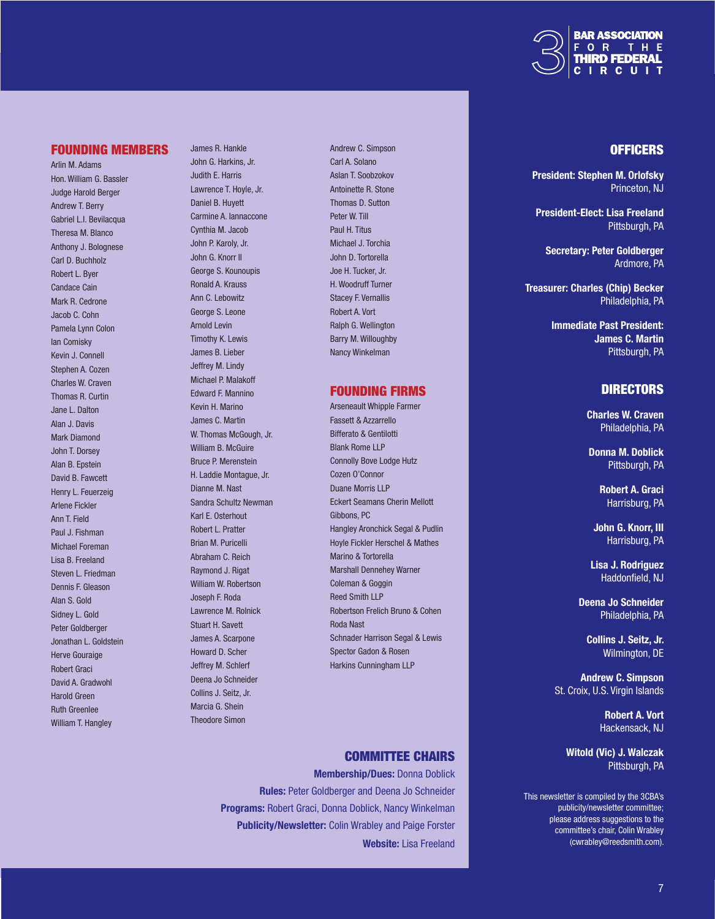BAR ASSOCIATION FOR THE THIRD FEDERAL CIRCUIT

## FOUNDING MEMBERS

Arlin M. Adams
Hon. William G. Bassler
Judge Harold Berger
Andrew T. Berry
Gabriel L.I. Bevilacqua
Theresa M. Blanco
Anthony J. Bolognese
Carl D. Buchholz
Robert L. Byer
Candace Cain
Mark R. Cedrone
Jacob C. Cohn
Pamela Lynn Colon
Ian Comisky
Kevin J. Connell
Stephen A. Cozen
Charles W. Craven
Thomas R. Curtin
Jane L. Dalton
Alan J. Davis
Mark Diamond
John T. Dorsey
Alan B. Epstein
David B. Fawcett
Henry L. Feuerzeig
Arlene Fickler
Ann T. Field
Paul J. Fishman
Michael Foreman
Lisa B. Freeland
Steven L. Friedman
Dennis F. Gleason
Alan S. Gold
Sidney L. Gold
Peter Goldberger
Jonathan L. Goldstein
Herve Gouraige
Robert Graci
David A. Gradwohl
Harold Green
Ruth Greenlee
William T. Hangley
James R. Hankle
John G. Harkins, Jr.
Judith E. Harris
Lawrence T. Hoyle, Jr.
Daniel B. Huyett
Carmine A. Iannaccone
Cynthia M. Jacob
John P. Karoly, Jr.
John G. Knorr II
George S. Kounoupis
Ronald A. Krauss
Ann C. Lebowitz
George S. Leone
Arnold Levin
Timothy K. Lewis
James B. Lieber
Jeffrey M. Lindy
Michael P. Malakoff
Edward F. Mannino
Kevin H. Marino
James C. Martin
W. Thomas McGough, Jr.
William B. McGuire
Bruce P. Merenstein
H. Laddie Montague, Jr.
Dianne M. Nast
Sandra Schultz Newman
Karl E. Osterhout
Robert L. Pratter
Brian M. Puricelli
Abraham C. Reich
Raymond J. Rigat
William W. Robertson
Joseph F. Roda
Lawrence M. Rolnick
Stuart H. Savett
James A. Scarpone
Howard D. Scher
Jeffrey M. Schlerf
Deena Jo Schneider
Collins J. Seitz, Jr.
Marcia G. Shein
Theodore Simon
Andrew C. Simpson
Carl A. Solano
Aslan T. Soobzokov
Antoinette R. Stone
Thomas D. Sutton
Peter W. Till
Paul H. Titus
Michael J. Torchia
John D. Tortorella
Joe H. Tucker, Jr.
H. Woodruff Turner
Stacey F. Vernallis
Robert A. Vort
Ralph G. Wellington
Barry M. Willoughby
Nancy Winkelman

## FOUNDING FIRMS

Arseneault Whipple Farmer
Fassett & Azzarello
Bifferato & Gentilotti
Blank Rome LLP
Connolly Bove Lodge Hutz
Cozen O'Connor
Duane Morris LLP
Eckert Seamans Cherin Mellott
Gibbons, PC
Hangley Aronchick Segal & Pudlin
Hoyle Fickler Herschel & Mathes
Marino & Tortorella
Marshall Dennehey Warner
Coleman & Goggin
Reed Smith LLP
Robertson Frelich Bruno & Cohen
Roda Nast
Schnader Harrison Segal & Lewis
Spector Gadon & Rosen
Harkins Cunningham LLP

## COMMITTEE CHAIRS

**Membership/Dues:** Donna Doblick
**Rules:** Peter Goldberger and Deena Jo Schneider
**Programs:** Robert Graci, Donna Doblick, Nancy Winkelman
**Publicity/Newsletter:** Colin Wrabley and Paige Forster
**Website:** Lisa Freeland

## OFFICERS

**President: Stephen M. Orlofsky**
Princeton, NJ

**President-Elect: Lisa Freeland**
Pittsburgh, PA

**Secretary: Peter Goldberger**
Ardmore, PA

**Treasurer: Charles (Chip) Becker**
Philadelphia, PA

**Immediate Past President: James C. Martin**
Pittsburgh, PA

## DIRECTORS

**Charles W. Craven**
Philadelphia, PA

**Donna M. Doblick**
Pittsburgh, PA

**Robert A. Graci**
Harrisburg, PA

**John G. Knorr, III**
Harrisburg, PA

**Lisa J. Rodriguez**
Haddonfield, NJ

**Deena Jo Schneider**
Philadelphia, PA

**Collins J. Seitz, Jr.**
Wilmington, DE

**Andrew C. Simpson**
St. Croix, U.S. Virgin Islands

**Robert A. Vort**
Hackensack, NJ

**Witold (Vic) J. Walczak**
Pittsburgh, PA

This newsletter is compiled by the 3CBA's publicity/newsletter committee; please address suggestions to the committee's chair, Colin Wrabley (cwrabley@reedsmith.com).